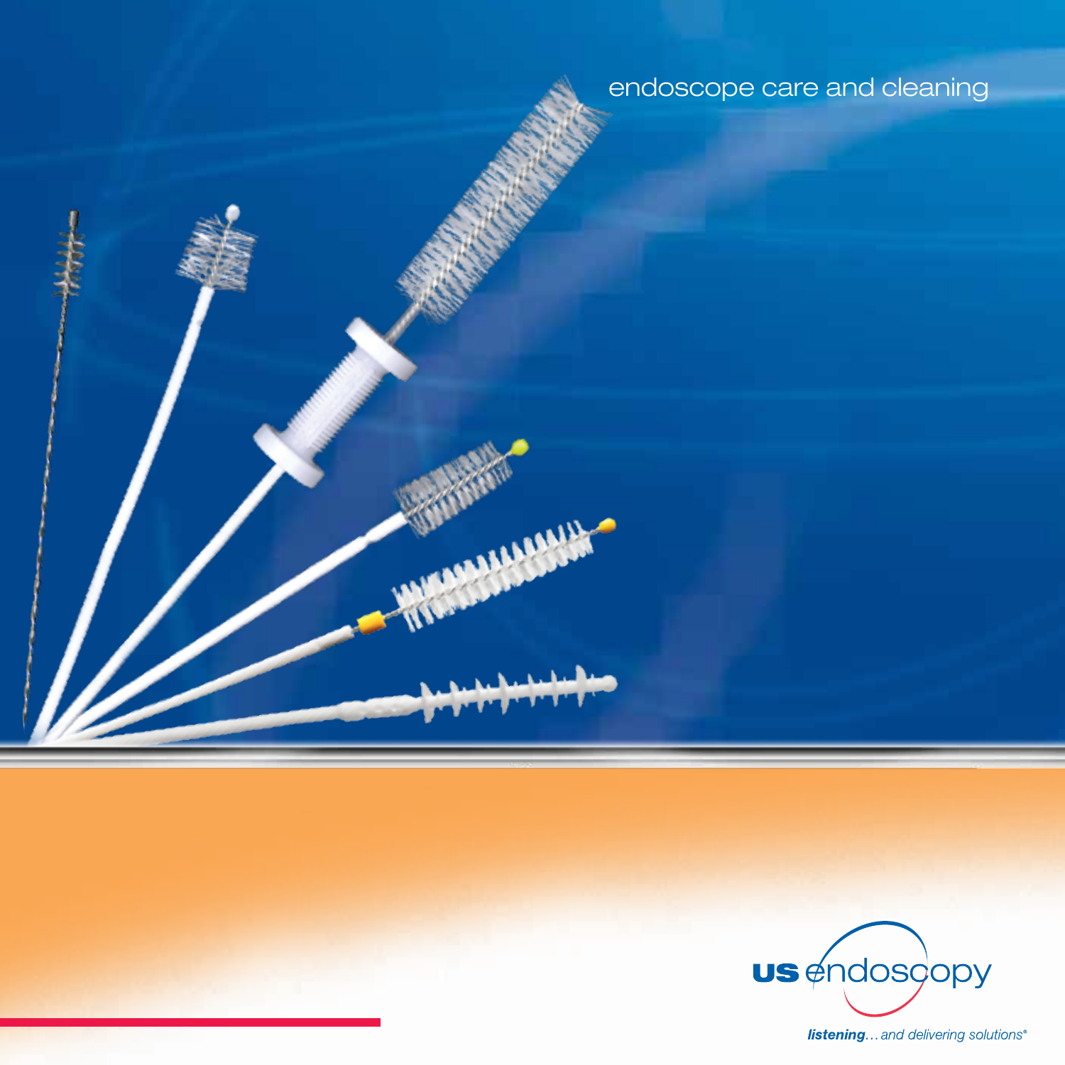# endoscope care and cleaning

us endoscopy

*listening... and delivering solutions®*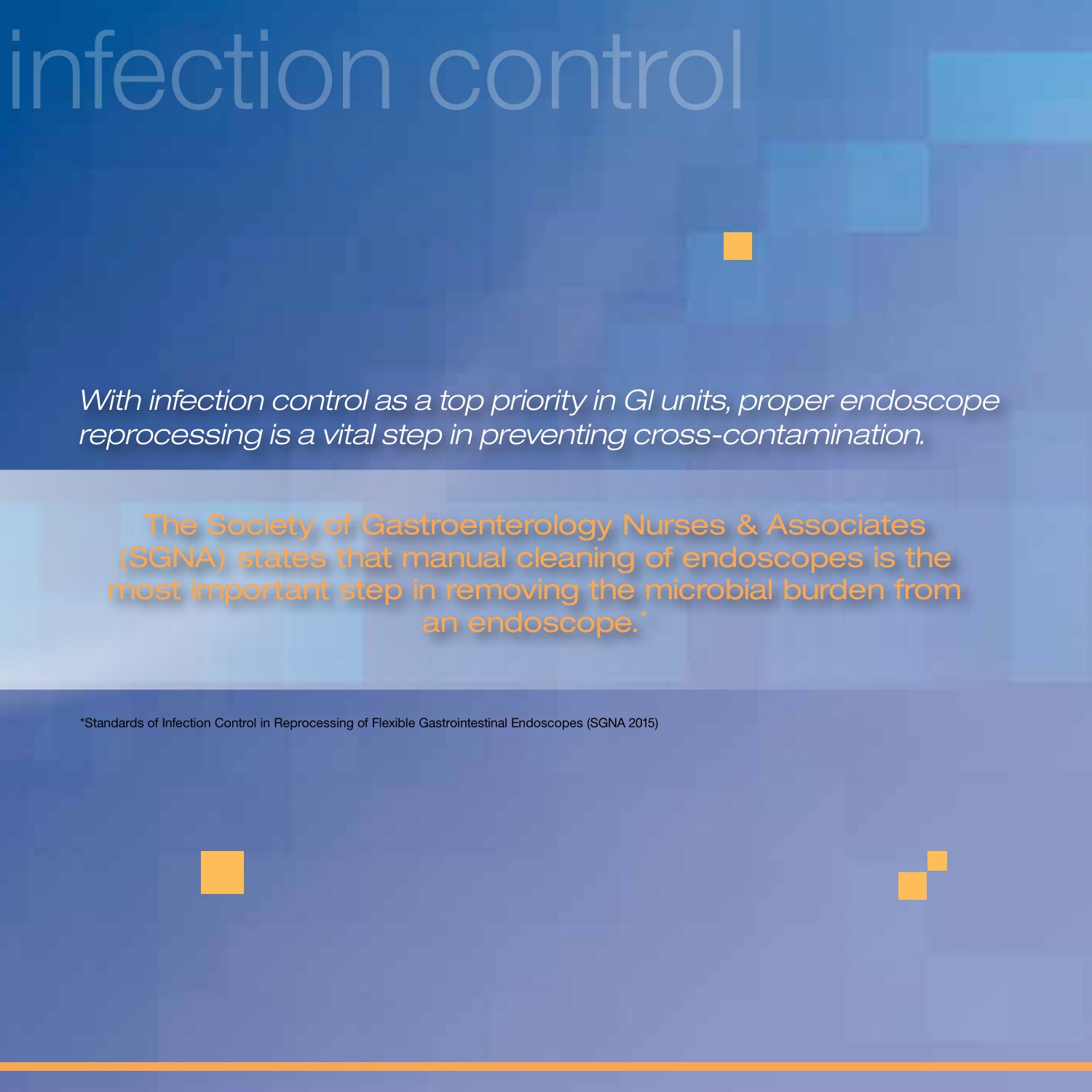# infection control

*With infection control as a top priority in GI units, proper endoscope reprocessing is a vital step in preventing cross-contamination.*

The Society of Gastroenterology Nurses & Associates (SGNA) states that manual cleaning of endoscopes is the most important step in removing the microbial burden from an endoscope.*

*Standards of Infection Control in Reprocessing of Flexible Gastrointestinal Endoscopes (SGNA 2015)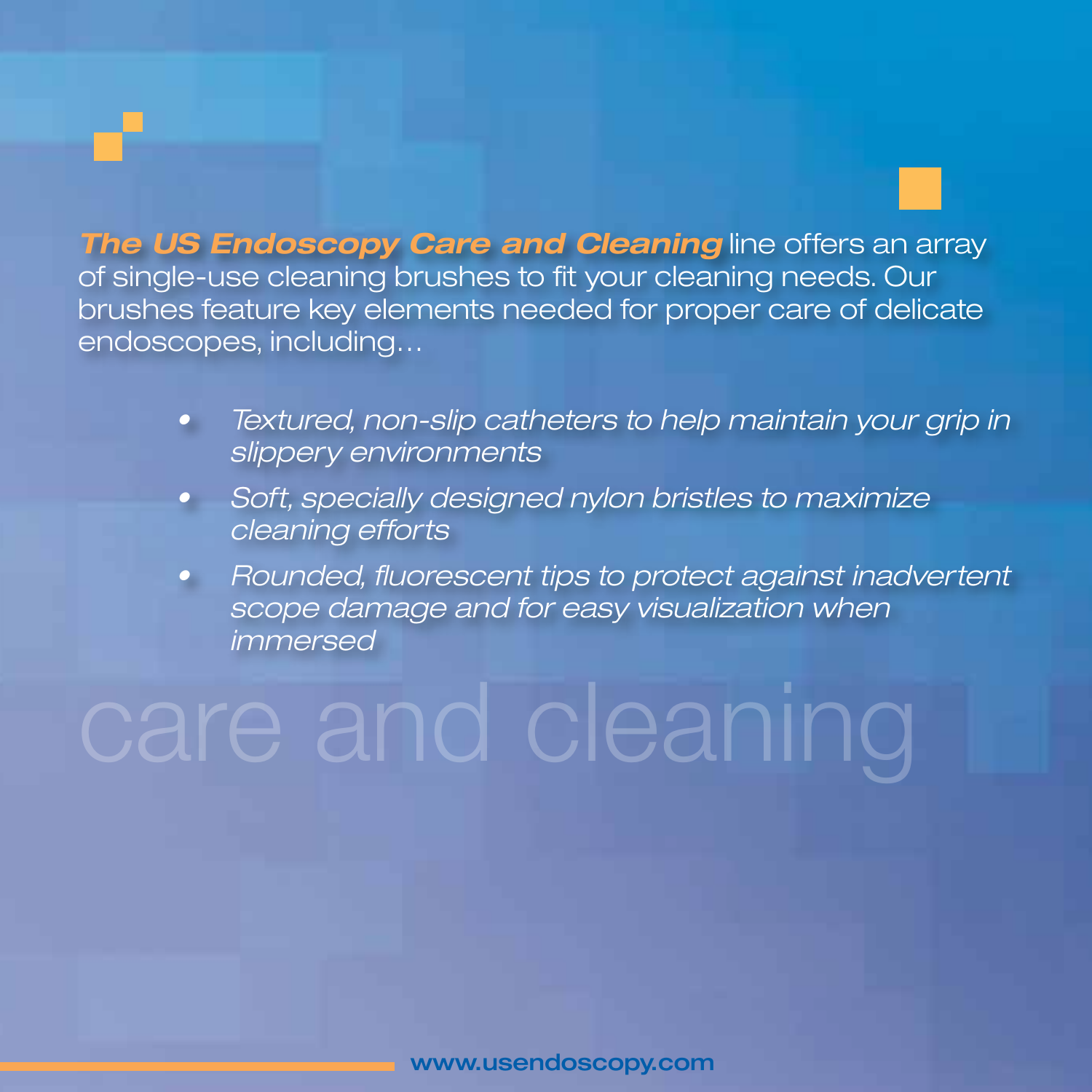***The US Endoscopy Care and Cleaning*** line offers an array of single-use cleaning brushes to fit your cleaning needs. Our brushes feature key elements needed for proper care of delicate endoscopes, including…

- *Textured, non-slip catheters to help maintain your grip in slippery environments*
- *Soft, specially designed nylon bristles to maximize cleaning efforts*
- *Rounded, fluorescent tips to protect against inadvertent scope damage and for easy visualization when immersed*

care and cleaning

www.usendoscopy.com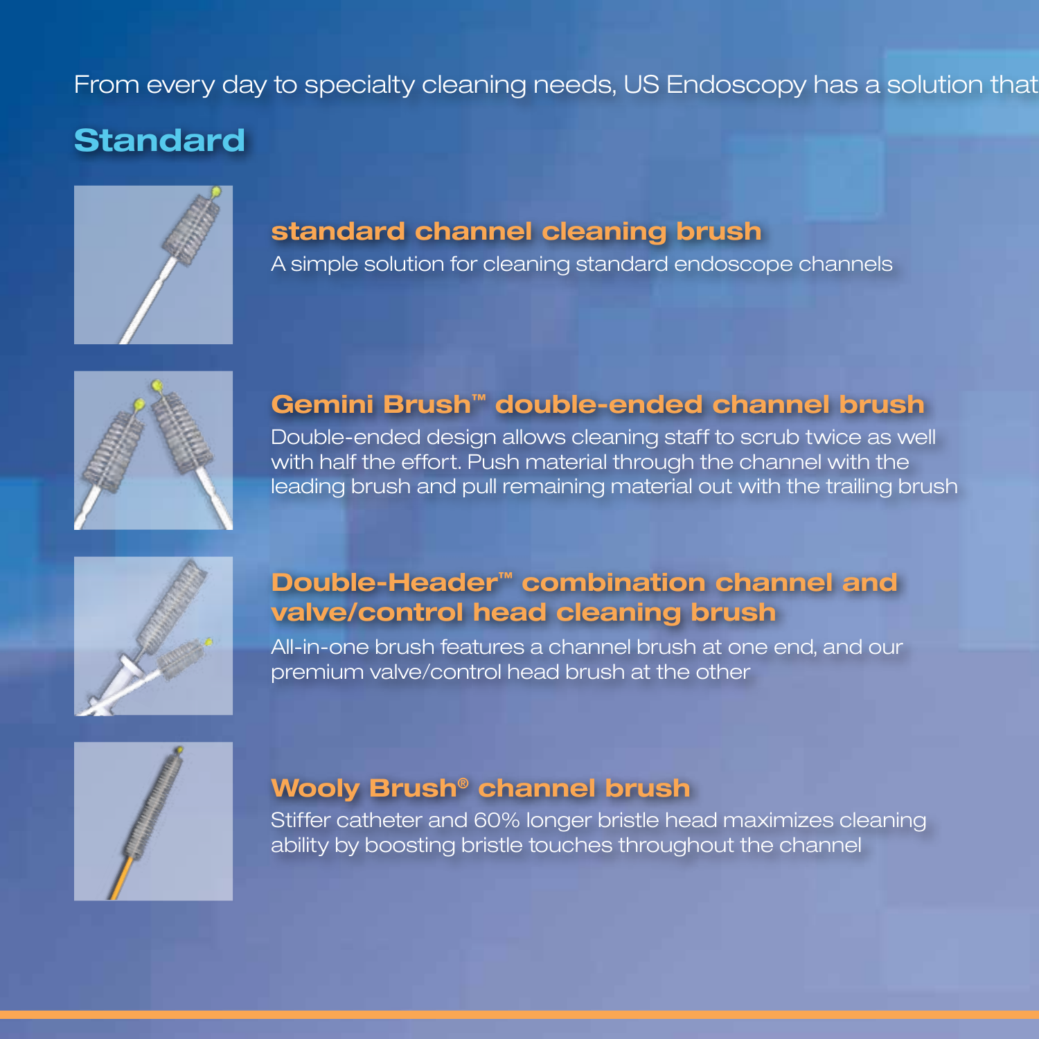From every day to specialty cleaning needs, US Endoscopy has a solution that

## Standard

### standard channel cleaning brush

A simple solution for cleaning standard endoscope channels

### Gemini Brush™ double-ended channel brush

Double-ended design allows cleaning staff to scrub twice as well with half the effort. Push material through the channel with the leading brush and pull remaining material out with the trailing brush

### Double-Header™ combination channel and valve/control head cleaning brush

All-in-one brush features a channel brush at one end, and our premium valve/control head brush at the other

### Wooly Brush® channel brush

Stiffer catheter and 60% longer bristle head maximizes cleaning ability by boosting bristle touches throughout the channel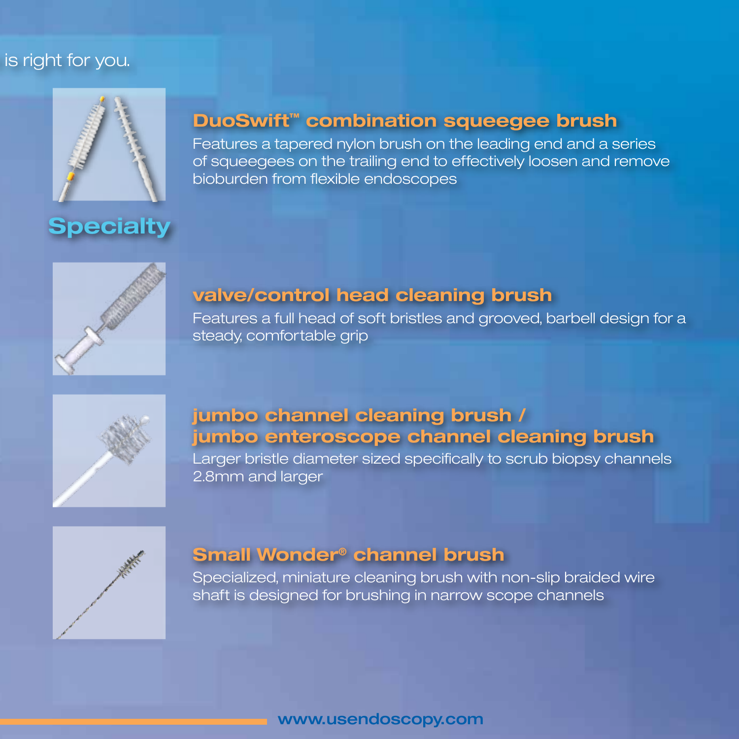is right for you.

## Specialty

### DuoSwift™ combination squeegee brush

Features a tapered nylon brush on the leading end and a series of squeegees on the trailing end to effectively loosen and remove bioburden from flexible endoscopes

### valve/control head cleaning brush

Features a full head of soft bristles and grooved, barbell design for a steady, comfortable grip

### jumbo channel cleaning brush / jumbo enteroscope channel cleaning brush

Larger bristle diameter sized specifically to scrub biopsy channels 2.8mm and larger

### Small Wonder® channel brush

Specialized, miniature cleaning brush with non-slip braided wire shaft is designed for brushing in narrow scope channels

www.usendoscopy.com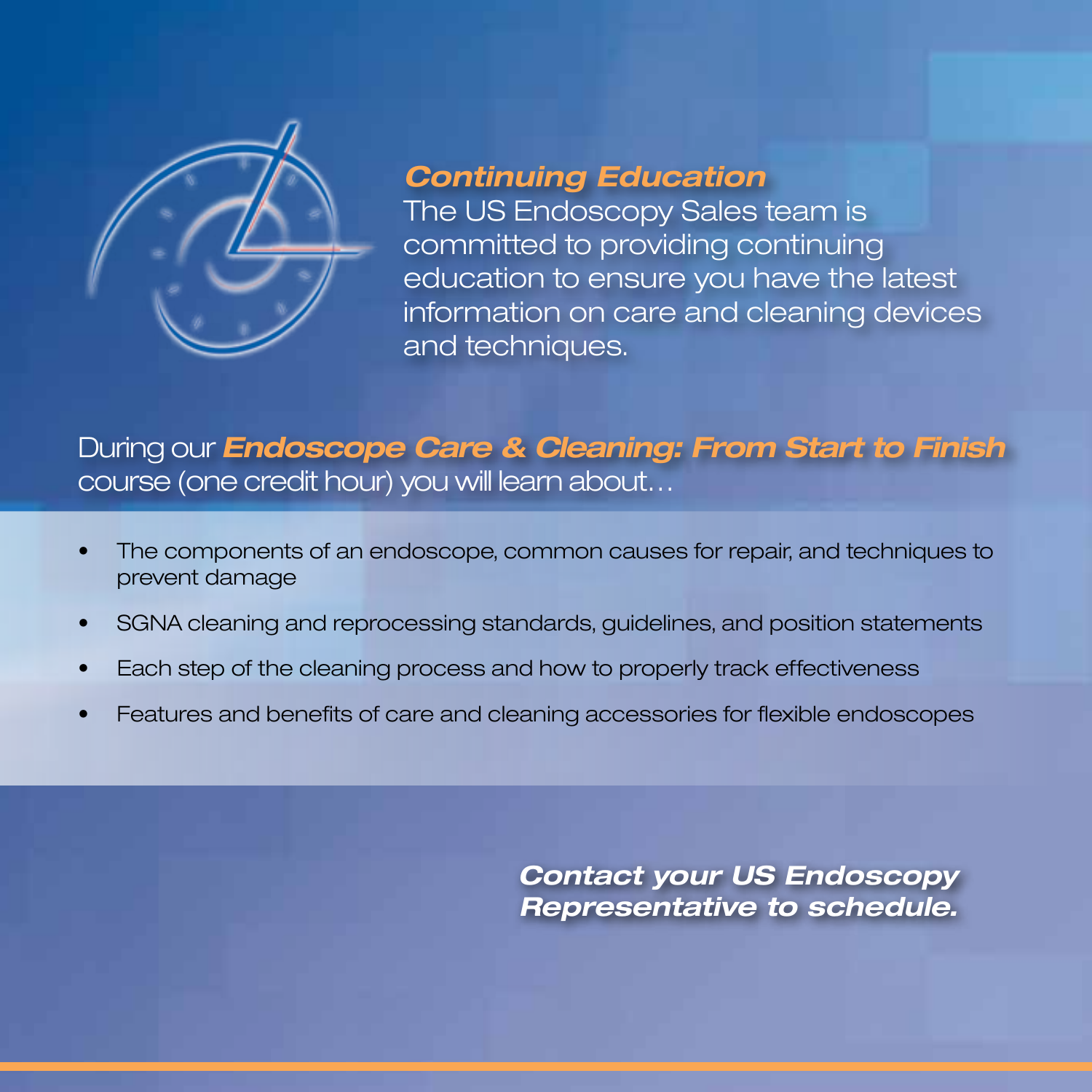## *Continuing Education*

The US Endoscopy Sales team is committed to providing continuing education to ensure you have the latest information on care and cleaning devices and techniques.

During our ***Endoscope Care & Cleaning: From Start to Finish*** course (one credit hour) you will learn about…

- The components of an endoscope, common causes for repair, and techniques to prevent damage
- SGNA cleaning and reprocessing standards, guidelines, and position statements
- Each step of the cleaning process and how to properly track effectiveness
- Features and benefits of care and cleaning accessories for flexible endoscopes

***Contact your US Endoscopy Representative to schedule.***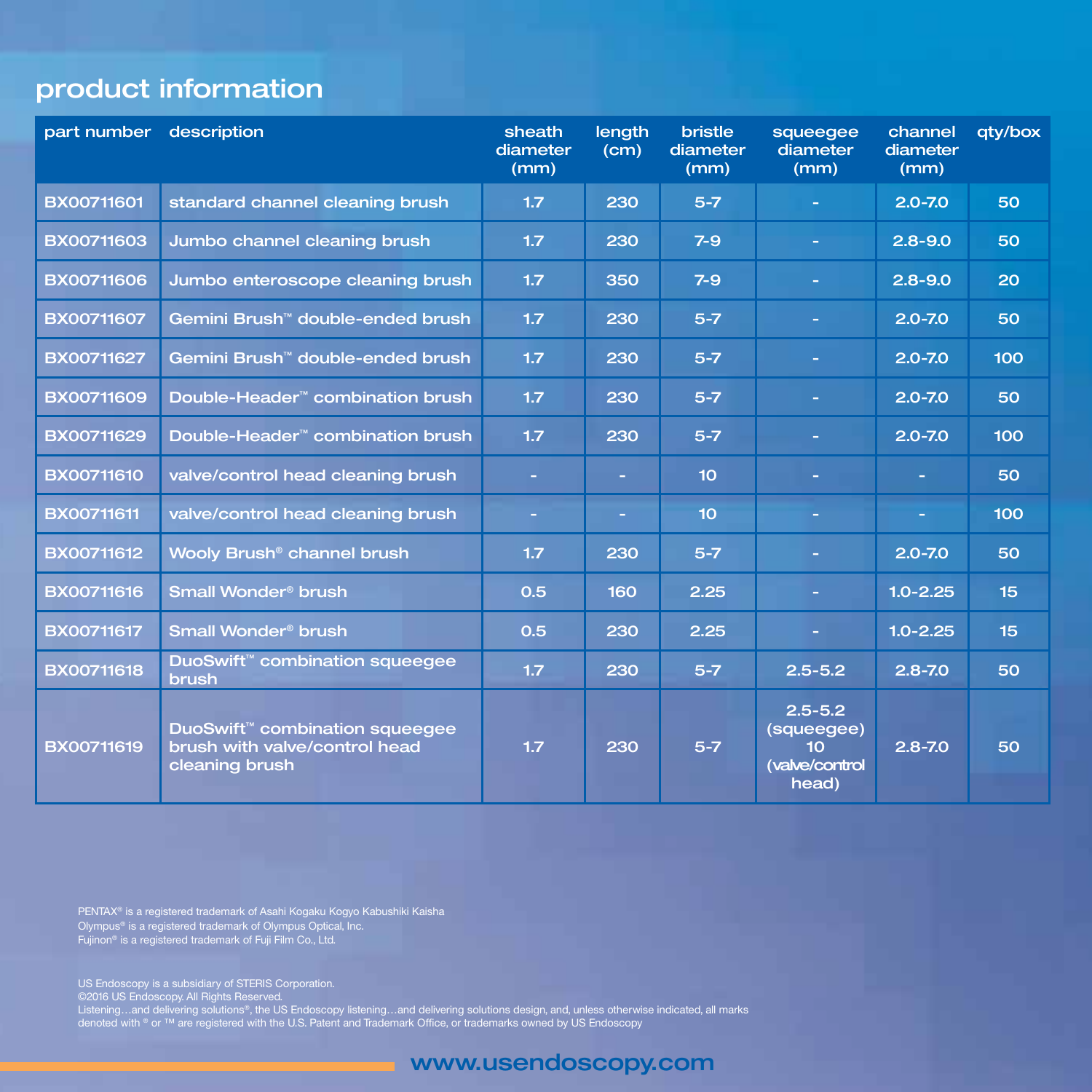## product information

| part number | description | sheath diameter (mm) | length (cm) | bristle diameter (mm) | squeegee diameter (mm) | channel diameter (mm) | qty/box |
|---|---|---|---|---|---|---|---|
| BX00711601 | standard channel cleaning brush | 1.7 | 230 | 5-7 | - | 2.0-7.0 | 50 |
| BX00711603 | Jumbo channel cleaning brush | 1.7 | 230 | 7-9 | - | 2.8-9.0 | 50 |
| BX00711606 | Jumbo enteroscope cleaning brush | 1.7 | 350 | 7-9 | - | 2.8-9.0 | 20 |
| BX00711607 | Gemini Brush™ double-ended brush | 1.7 | 230 | 5-7 | - | 2.0-7.0 | 50 |
| BX00711627 | Gemini Brush™ double-ended brush | 1.7 | 230 | 5-7 | - | 2.0-7.0 | 100 |
| BX00711609 | Double-Header™ combination brush | 1.7 | 230 | 5-7 | - | 2.0-7.0 | 50 |
| BX00711629 | Double-Header™ combination brush | 1.7 | 230 | 5-7 | - | 2.0-7.0 | 100 |
| BX00711610 | valve/control head cleaning brush | - | - | 10 | - | - | 50 |
| BX00711611 | valve/control head cleaning brush | - | - | 10 | - | - | 100 |
| BX00711612 | Wooly Brush® channel brush | 1.7 | 230 | 5-7 | - | 2.0-7.0 | 50 |
| BX00711616 | Small Wonder® brush | 0.5 | 160 | 2.25 | - | 1.0-2.25 | 15 |
| BX00711617 | Small Wonder® brush | 0.5 | 230 | 2.25 | - | 1.0-2.25 | 15 |
| BX00711618 | DuoSwift™ combination squeegee brush | 1.7 | 230 | 5-7 | 2.5-5.2 | 2.8-7.0 | 50 |
| BX00711619 | DuoSwift™ combination squeegee brush with valve/control head cleaning brush | 1.7 | 230 | 5-7 | 2.5-5.2 (squeegee) 10 (valve/control head) | 2.8-7.0 | 50 |

PENTAX® is a registered trademark of Asahi Kogaku Kogyo Kabushiki Kaisha
Olympus® is a registered trademark of Olympus Optical, Inc.
Fujinon® is a registered trademark of Fuji Film Co., Ltd.

US Endoscopy is a subsidiary of STERIS Corporation.
©2016 US Endoscopy. All Rights Reserved.
Listening…and delivering solutions®, the US Endoscopy listening…and delivering solutions design, and, unless otherwise indicated, all marks denoted with ® or ™ are registered with the U.S. Patent and Trademark Office, or trademarks owned by US Endoscopy

www.usendoscopy.com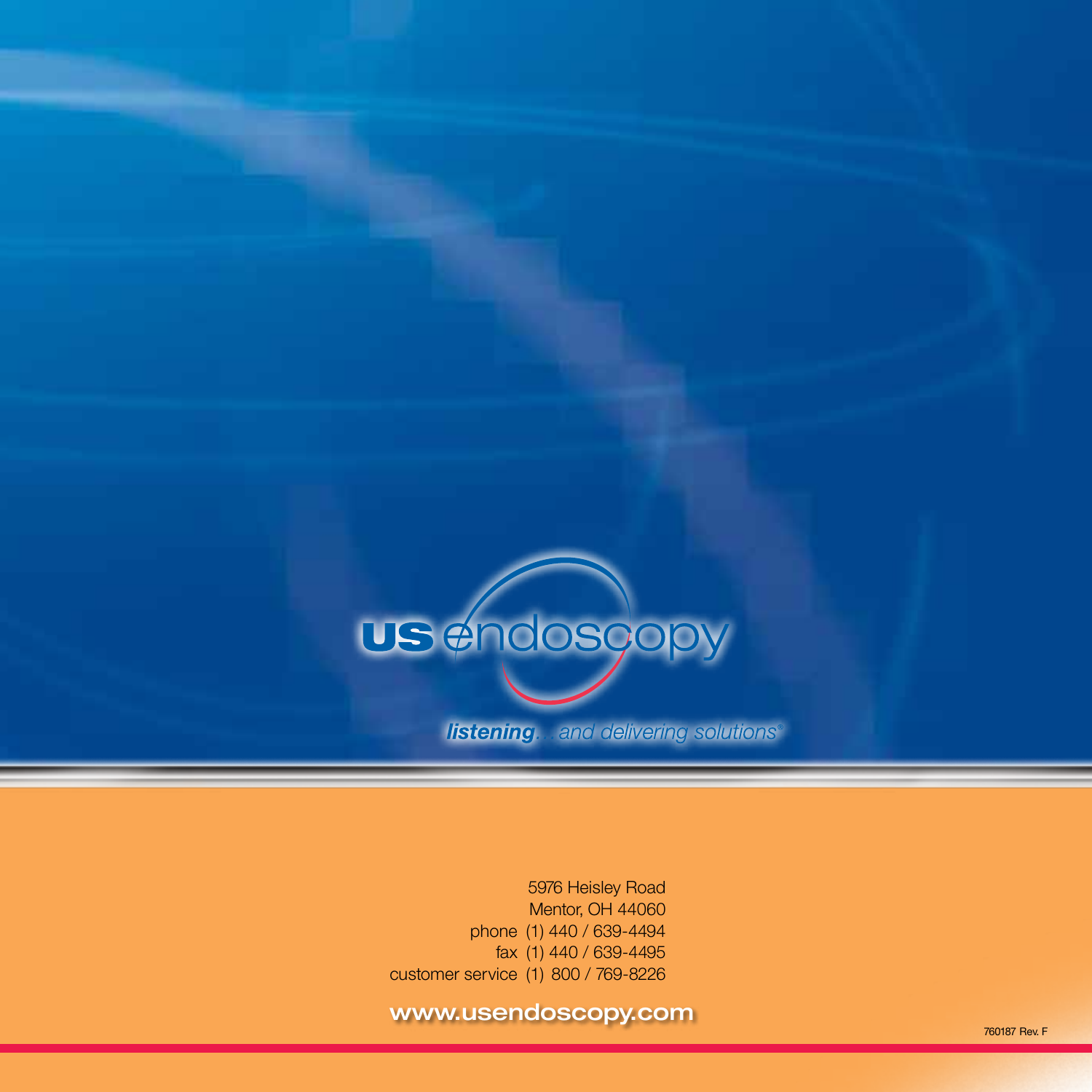us endoscopy

*listening... and delivering solutions®*

5976 Heisley Road
Mentor, OH 44060
phone (1) 440 / 639-4494
fax (1) 440 / 639-4495
customer service (1) 800 / 769-8226

**www.usendoscopy.com**

760187 Rev. F